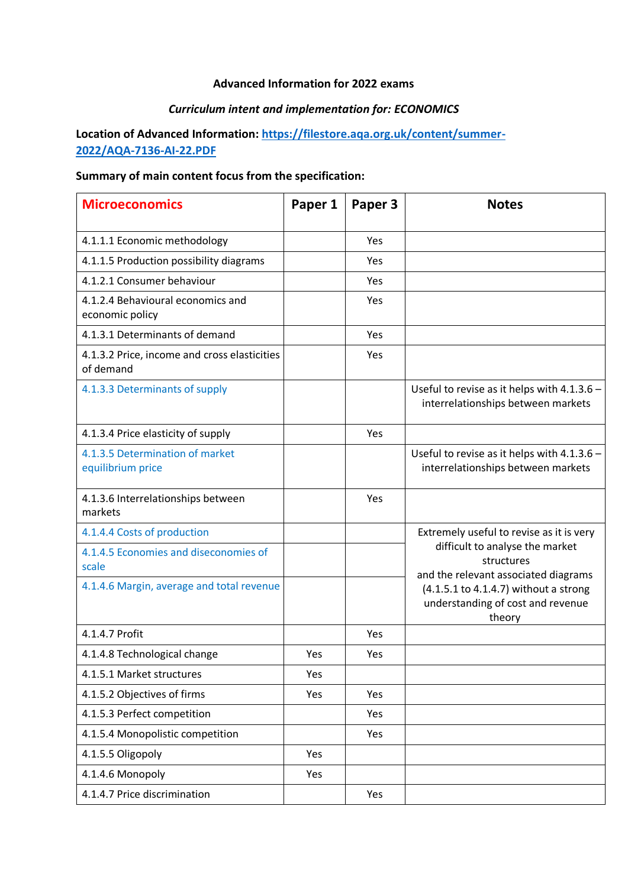**Advanced Information for 2022 exams**

***Curriculum intent and implementation for: ECONOMICS***

**Location of Advanced Information: [https://filestore.aqa.org.uk/content/summer-2022/AQA-7136-AI-22.PDF](https://filestore.aqa.org.uk/content/summer-2022/AQA-7136-AI-22.PDF)**

**Summary of main content focus from the specification:**

| Microeconomics | Paper 1 | Paper 3 | Notes |
|---|---|---|---|
| 4.1.1.1 Economic methodology | | Yes | |
| 4.1.1.5 Production possibility diagrams | | Yes | |
| 4.1.2.1 Consumer behaviour | | Yes | |
| 4.1.2.4 Behavioural economics and economic policy | | Yes | |
| 4.1.3.1 Determinants of demand | | Yes | |
| 4.1.3.2 Price, income and cross elasticities of demand | | Yes | |
| 4.1.3.3 Determinants of supply | | | Useful to revise as it helps with 4.1.3.6 – interrelationships between markets |
| 4.1.3.4 Price elasticity of supply | | Yes | |
| 4.1.3.5 Determination of market equilibrium price | | | Useful to revise as it helps with 4.1.3.6 – interrelationships between markets |
| 4.1.3.6 Interrelationships between markets | | Yes | |
| 4.1.4.4 Costs of production | | | Extremely useful to revise as it is very difficult to analyse the market structures and the relevant associated diagrams (4.1.5.1 to 4.1.4.7) without a strong understanding of cost and revenue theory |
| 4.1.4.5 Economies and diseconomies of scale | | | |
| 4.1.4.6 Margin, average and total revenue | | | |
| 4.1.4.7 Profit | | Yes | |
| 4.1.4.8 Technological change | Yes | Yes | |
| 4.1.5.1 Market structures | Yes | | |
| 4.1.5.2 Objectives of firms | Yes | Yes | |
| 4.1.5.3 Perfect competition | | Yes | |
| 4.1.5.4 Monopolistic competition | | Yes | |
| 4.1.5.5 Oligopoly | Yes | | |
| 4.1.4.6 Monopoly | Yes | | |
| 4.1.4.7 Price discrimination | | Yes | |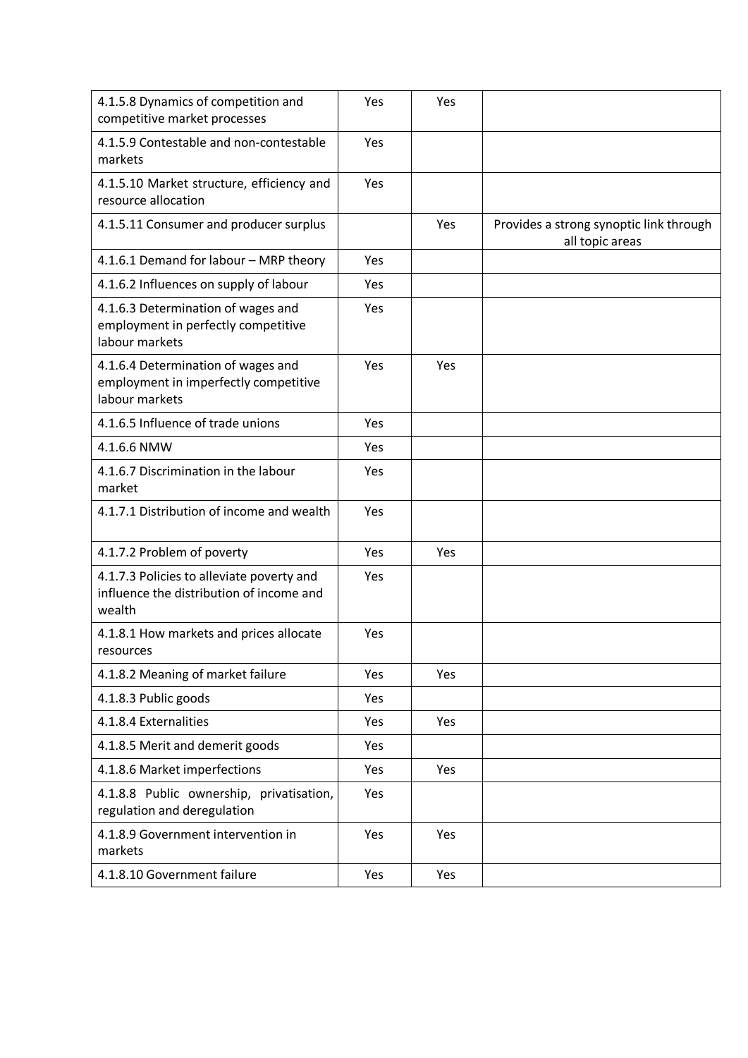| | | | |
|---|---|---|---|
| 4.1.5.8 Dynamics of competition and competitive market processes | Yes | Yes | |
| 4.1.5.9 Contestable and non-contestable markets | Yes | | |
| 4.1.5.10 Market structure, efficiency and resource allocation | Yes | | |
| 4.1.5.11 Consumer and producer surplus | | Yes | Provides a strong synoptic link through all topic areas |
| 4.1.6.1 Demand for labour – MRP theory | Yes | | |
| 4.1.6.2 Influences on supply of labour | Yes | | |
| 4.1.6.3 Determination of wages and employment in perfectly competitive labour markets | Yes | | |
| 4.1.6.4 Determination of wages and employment in imperfectly competitive labour markets | Yes | Yes | |
| 4.1.6.5 Influence of trade unions | Yes | | |
| 4.1.6.6 NMW | Yes | | |
| 4.1.6.7 Discrimination in the labour market | Yes | | |
| 4.1.7.1 Distribution of income and wealth | Yes | | |
| 4.1.7.2 Problem of poverty | Yes | Yes | |
| 4.1.7.3 Policies to alleviate poverty and influence the distribution of income and wealth | Yes | | |
| 4.1.8.1 How markets and prices allocate resources | Yes | | |
| 4.1.8.2 Meaning of market failure | Yes | Yes | |
| 4.1.8.3 Public goods | Yes | | |
| 4.1.8.4 Externalities | Yes | Yes | |
| 4.1.8.5 Merit and demerit goods | Yes | | |
| 4.1.8.6 Market imperfections | Yes | Yes | |
| 4.1.8.8 Public ownership, privatisation, regulation and deregulation | Yes | | |
| 4.1.8.9 Government intervention in markets | Yes | Yes | |
| 4.1.8.10 Government failure | Yes | Yes | |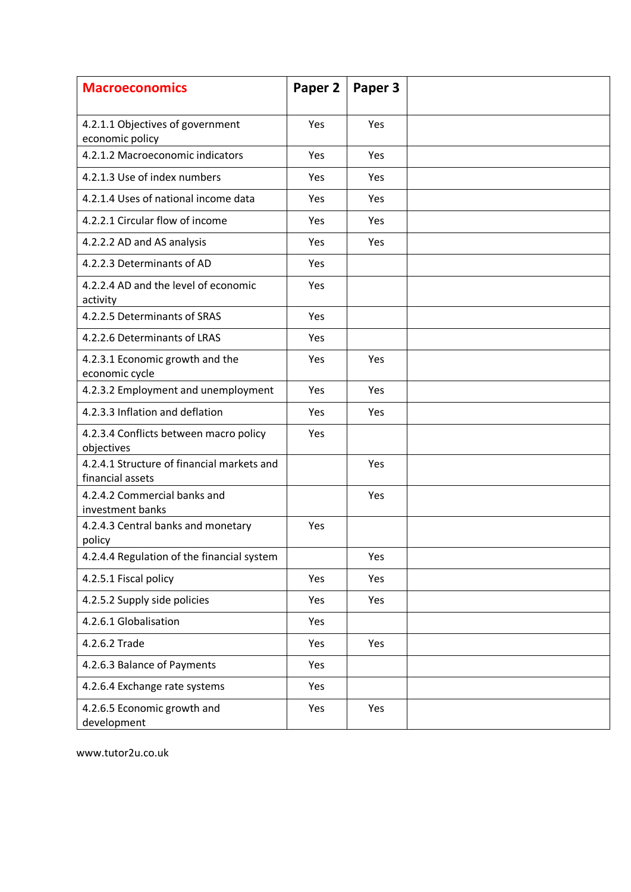| Macroeconomics | Paper 2 | Paper 3 | |
|---|---|---|---|
| 4.2.1.1 Objectives of government economic policy | Yes | Yes | |
| 4.2.1.2 Macroeconomic indicators | Yes | Yes | |
| 4.2.1.3 Use of index numbers | Yes | Yes | |
| 4.2.1.4 Uses of national income data | Yes | Yes | |
| 4.2.2.1 Circular flow of income | Yes | Yes | |
| 4.2.2.2 AD and AS analysis | Yes | Yes | |
| 4.2.2.3 Determinants of AD | Yes | | |
| 4.2.2.4 AD and the level of economic activity | Yes | | |
| 4.2.2.5 Determinants of SRAS | Yes | | |
| 4.2.2.6 Determinants of LRAS | Yes | | |
| 4.2.3.1 Economic growth and the economic cycle | Yes | Yes | |
| 4.2.3.2 Employment and unemployment | Yes | Yes | |
| 4.2.3.3 Inflation and deflation | Yes | Yes | |
| 4.2.3.4 Conflicts between macro policy objectives | Yes | | |
| 4.2.4.1 Structure of financial markets and financial assets | | Yes | |
| 4.2.4.2 Commercial banks and investment banks | | Yes | |
| 4.2.4.3 Central banks and monetary policy | Yes | | |
| 4.2.4.4 Regulation of the financial system | | Yes | |
| 4.2.5.1 Fiscal policy | Yes | Yes | |
| 4.2.5.2 Supply side policies | Yes | Yes | |
| 4.2.6.1 Globalisation | Yes | | |
| 4.2.6.2 Trade | Yes | Yes | |
| 4.2.6.3 Balance of Payments | Yes | | |
| 4.2.6.4 Exchange rate systems | Yes | | |
| 4.2.6.5 Economic growth and development | Yes | Yes | |

www.tutor2u.co.uk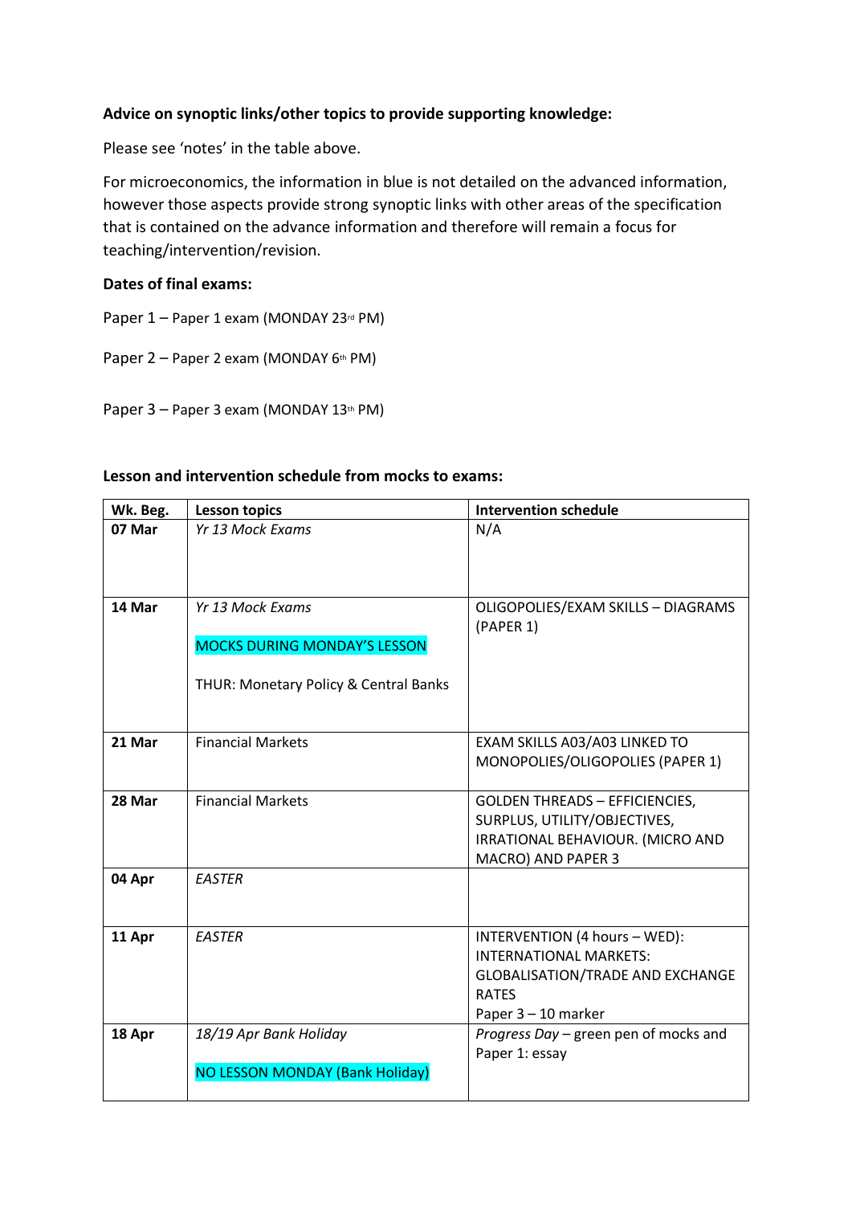**Advice on synoptic links/other topics to provide supporting knowledge:**

Please see 'notes' in the table above.

For microeconomics, the information in blue is not detailed on the advanced information, however those aspects provide strong synoptic links with other areas of the specification that is contained on the advance information and therefore will remain a focus for teaching/intervention/revision.

**Dates of final exams:**

Paper 1 – Paper 1 exam (MONDAY 23rd PM)

Paper 2 – Paper 2 exam (MONDAY 6th PM)

Paper 3 – Paper 3 exam (MONDAY 13th PM)

**Lesson and intervention schedule from mocks to exams:**

| Wk. Beg. | Lesson topics | Intervention schedule |
|---|---|---|
| **07 Mar** | *Yr 13 Mock Exams* | N/A |
| **14 Mar** | *Yr 13 Mock Exams*<br><br>MOCKS DURING MONDAY'S LESSON<br><br>THUR: Monetary Policy & Central Banks | OLIGOPOLIES/EXAM SKILLS – DIAGRAMS (PAPER 1) |
| **21 Mar** | Financial Markets | EXAM SKILLS A03/A03 LINKED TO MONOPOLIES/OLIGOPOLIES (PAPER 1) |
| **28 Mar** | Financial Markets | GOLDEN THREADS – EFFICIENCIES, SURPLUS, UTILITY/OBJECTIVES, IRRATIONAL BEHAVIOUR. (MICRO AND MACRO) AND PAPER 3 |
| **04 Apr** | *EASTER* | |
| **11 Apr** | *EASTER* | INTERVENTION (4 hours – WED): INTERNATIONAL MARKETS: GLOBALISATION/TRADE AND EXCHANGE RATES<br>Paper 3 – 10 marker |
| **18 Apr** | *18/19 Apr Bank Holiday*<br><br>NO LESSON MONDAY (Bank Holiday) | *Progress Day* – green pen of mocks and Paper 1: essay |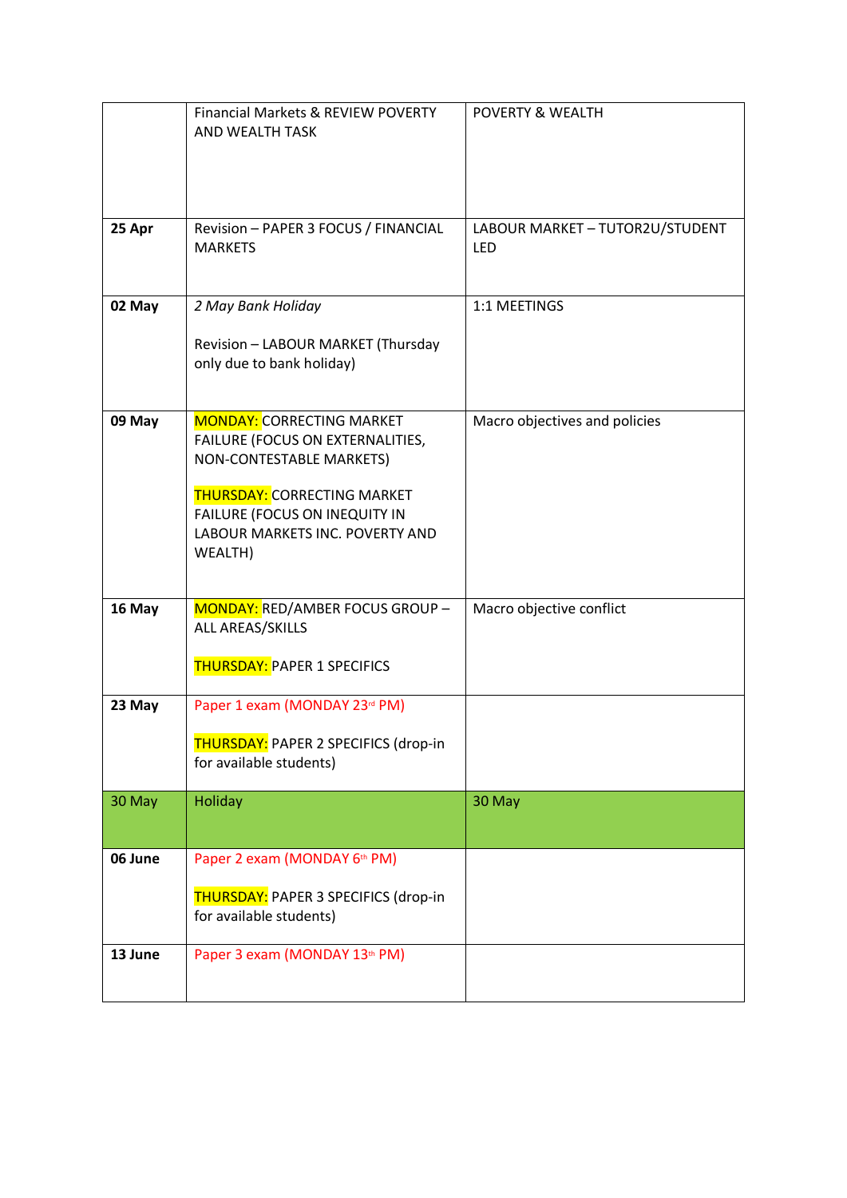| | | |
|---|---|---|
| | Financial Markets & REVIEW POVERTY AND WEALTH TASK | POVERTY & WEALTH |
| **25 Apr** | Revision – PAPER 3 FOCUS / FINANCIAL MARKETS | LABOUR MARKET – TUTOR2U/STUDENT LED |
| **02 May** | *2 May Bank Holiday*<br><br>Revision – LABOUR MARKET (Thursday only due to bank holiday) | 1:1 MEETINGS |
| **09 May** | MONDAY: CORRECTING MARKET FAILURE (FOCUS ON EXTERNALITIES, NON-CONTESTABLE MARKETS)<br><br>THURSDAY: CORRECTING MARKET FAILURE (FOCUS ON INEQUITY IN LABOUR MARKETS INC. POVERTY AND WEALTH) | Macro objectives and policies |
| **16 May** | MONDAY: RED/AMBER FOCUS GROUP – ALL AREAS/SKILLS<br><br>THURSDAY: PAPER 1 SPECIFICS | Macro objective conflict |
| **23 May** | Paper 1 exam (MONDAY 23rd PM)<br><br>THURSDAY: PAPER 2 SPECIFICS (drop-in for available students) | |
| 30 May | Holiday | 30 May |
| **06 June** | Paper 2 exam (MONDAY 6th PM)<br><br>THURSDAY: PAPER 3 SPECIFICS (drop-in for available students) | |
| **13 June** | Paper 3 exam (MONDAY 13th PM) | |